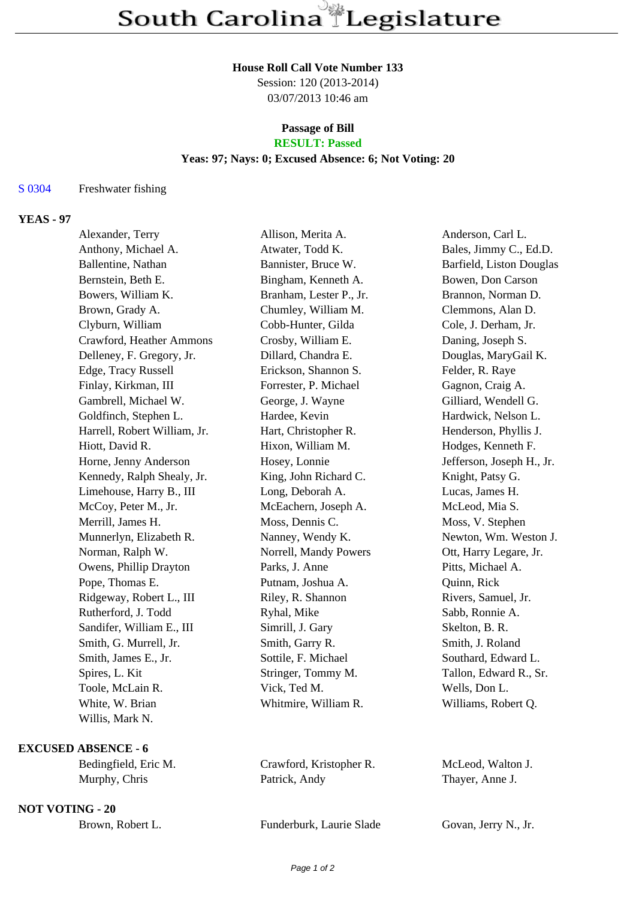# South Carolina Legislature

**House Roll Call Vote Number 133**
Session: 120 (2013-2014)
03/07/2013 10:46 am

**Passage of Bill**
**RESULT: Passed**
**Yeas: 97; Nays: 0; Excused Absence: 6; Not Voting: 20**

S 0304 Freshwater fishing

## YEAS - 97

| | | |
|---|---|---|
| Alexander, Terry | Allison, Merita A. | Anderson, Carl L. |
| Anthony, Michael A. | Atwater, Todd K. | Bales, Jimmy C., Ed.D. |
| Ballentine, Nathan | Bannister, Bruce W. | Barfield, Liston Douglas |
| Bernstein, Beth E. | Bingham, Kenneth A. | Bowen, Don Carson |
| Bowers, William K. | Branham, Lester P., Jr. | Brannon, Norman D. |
| Brown, Grady A. | Chumley, William M. | Clemmons, Alan D. |
| Clyburn, William | Cobb-Hunter, Gilda | Cole, J. Derham, Jr. |
| Crawford, Heather Ammons | Crosby, William E. | Daning, Joseph S. |
| Delleney, F. Gregory, Jr. | Dillard, Chandra E. | Douglas, MaryGail K. |
| Edge, Tracy Russell | Erickson, Shannon S. | Felder, R. Raye |
| Finlay, Kirkman, III | Forrester, P. Michael | Gagnon, Craig A. |
| Gambrell, Michael W. | George, J. Wayne | Gilliard, Wendell G. |
| Goldfinch, Stephen L. | Hardee, Kevin | Hardwick, Nelson L. |
| Harrell, Robert William, Jr. | Hart, Christopher R. | Henderson, Phyllis J. |
| Hiott, David R. | Hixon, William M. | Hodges, Kenneth F. |
| Horne, Jenny Anderson | Hosey, Lonnie | Jefferson, Joseph H., Jr. |
| Kennedy, Ralph Shealy, Jr. | King, John Richard C. | Knight, Patsy G. |
| Limehouse, Harry B., III | Long, Deborah A. | Lucas, James H. |
| McCoy, Peter M., Jr. | McEachern, Joseph A. | McLeod, Mia S. |
| Merrill, James H. | Moss, Dennis C. | Moss, V. Stephen |
| Munnerlyn, Elizabeth R. | Nanney, Wendy K. | Newton, Wm. Weston J. |
| Norman, Ralph W. | Norrell, Mandy Powers | Ott, Harry Legare, Jr. |
| Owens, Phillip Drayton | Parks, J. Anne | Pitts, Michael A. |
| Pope, Thomas E. | Putnam, Joshua A. | Quinn, Rick |
| Ridgeway, Robert L., III | Riley, R. Shannon | Rivers, Samuel, Jr. |
| Rutherford, J. Todd | Ryhal, Mike | Sabb, Ronnie A. |
| Sandifer, William E., III | Simrill, J. Gary | Skelton, B. R. |
| Smith, G. Murrell, Jr. | Smith, Garry R. | Smith, J. Roland |
| Smith, James E., Jr. | Sottile, F. Michael | Southard, Edward L. |
| Spires, L. Kit | Stringer, Tommy M. | Tallon, Edward R., Sr. |
| Toole, McLain R. | Vick, Ted M. | Wells, Don L. |
| White, W. Brian | Whitmire, William R. | Williams, Robert Q. |
| Willis, Mark N. | | |

## EXCUSED ABSENCE - 6

| | | |
|---|---|---|
| Bedingfield, Eric M. | Crawford, Kristopher R. | McLeod, Walton J. |
| Murphy, Chris | Patrick, Andy | Thayer, Anne J. |

## NOT VOTING - 20

| | | |
|---|---|---|
| Brown, Robert L. | Funderburk, Laurie Slade | Govan, Jerry N., Jr. |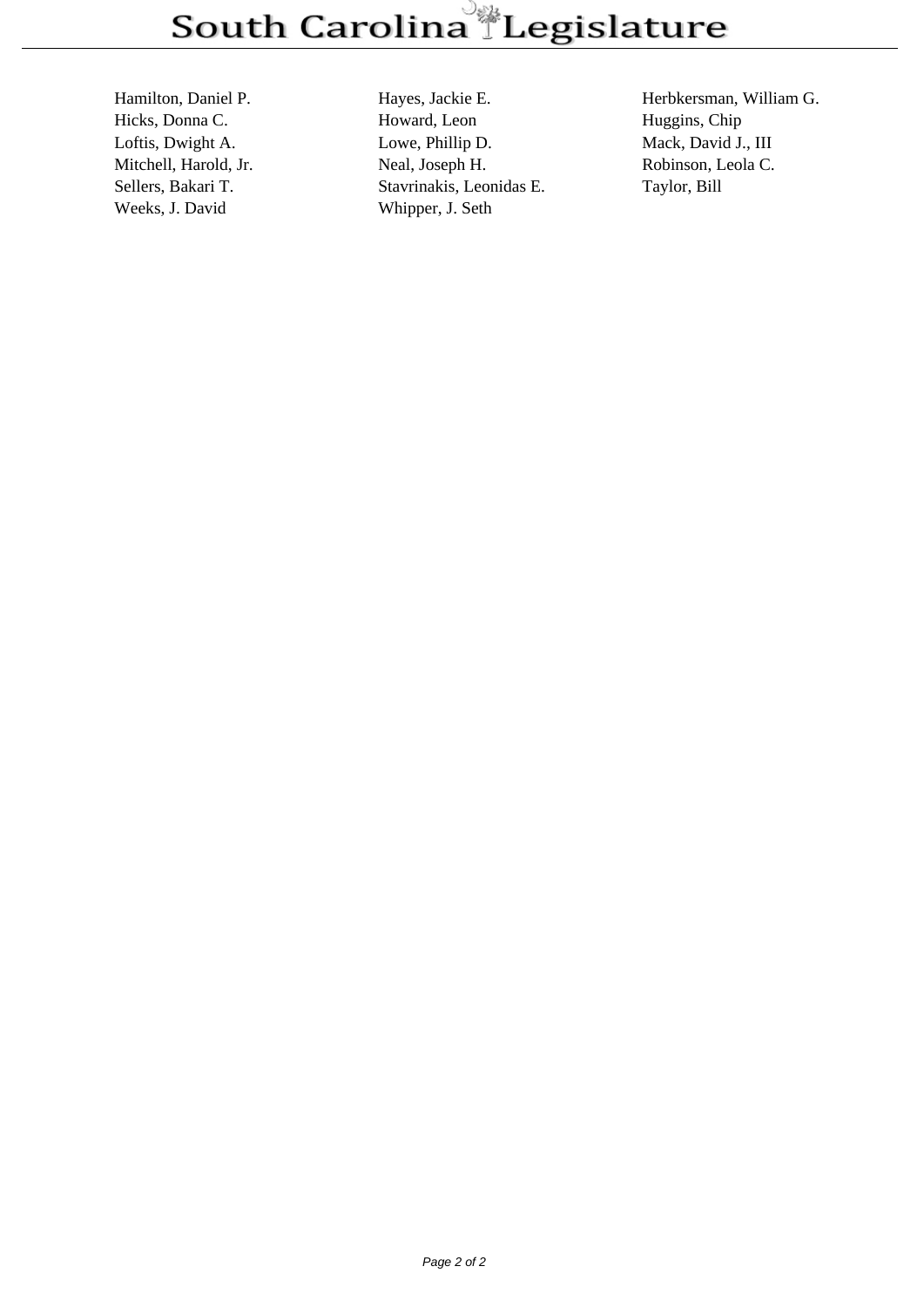Hamilton, Daniel P.

Hayes, Jackie E.

Herbkersman, William G.

Hicks, Donna C.

Howard, Leon

Huggins, Chip

Loftis, Dwight A.

Lowe, Phillip D.

Mack, David J., III

Mitchell, Harold, Jr.

Neal, Joseph H.

Robinson, Leola C.

Sellers, Bakari T.

Stavrinakis, Leonidas E.

Taylor, Bill

Weeks, J. David

Whipper, J. Seth